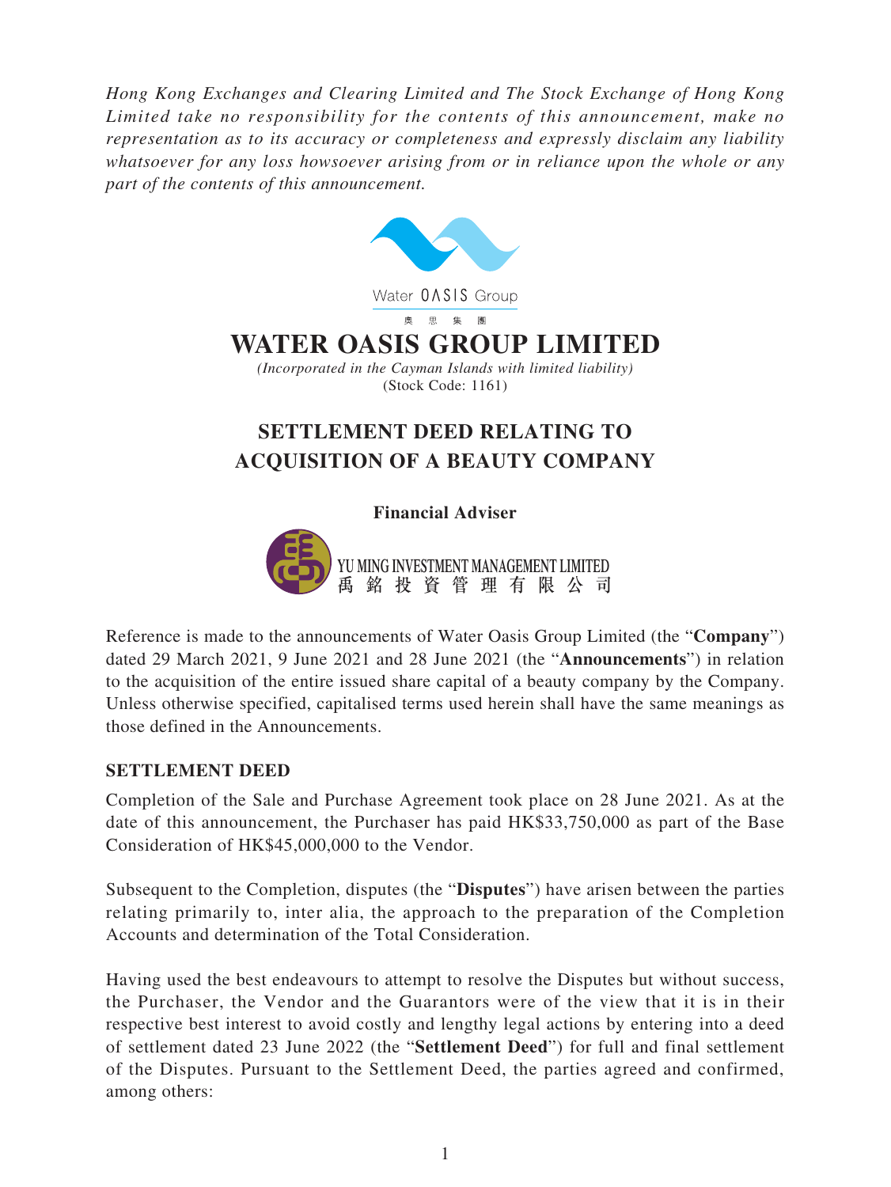*Hong Kong Exchanges and Clearing Limited and The Stock Exchange of Hong Kong Limited take no responsibility for the contents of this announcement, make no representation as to its accuracy or completeness and expressly disclaim any liability whatsoever for any loss howsoever arising from or in reliance upon the whole or any part of the contents of this announcement.*

Water OASIS Group

奧思集團

# WATER OASIS GROUP LIMITED

*(Incorporated in the Cayman Islands with limited liability)*

(Stock Code: 1161)

## SETTLEMENT DEED RELATING TO ACQUISITION OF A BEAUTY COMPANY

**Financial Adviser**

YU MING INVESTMENT MANAGEMENT LIMITED

禹銘投資管理有限公司

Reference is made to the announcements of Water Oasis Group Limited (the "**Company**") dated 29 March 2021, 9 June 2021 and 28 June 2021 (the "**Announcements**") in relation to the acquisition of the entire issued share capital of a beauty company by the Company. Unless otherwise specified, capitalised terms used herein shall have the same meanings as those defined in the Announcements.

### SETTLEMENT DEED

Completion of the Sale and Purchase Agreement took place on 28 June 2021. As at the date of this announcement, the Purchaser has paid HK$33,750,000 as part of the Base Consideration of HK$45,000,000 to the Vendor.

Subsequent to the Completion, disputes (the "**Disputes**") have arisen between the parties relating primarily to, inter alia, the approach to the preparation of the Completion Accounts and determination of the Total Consideration.

Having used the best endeavours to attempt to resolve the Disputes but without success, the Purchaser, the Vendor and the Guarantors were of the view that it is in their respective best interest to avoid costly and lengthy legal actions by entering into a deed of settlement dated 23 June 2022 (the "**Settlement Deed**") for full and final settlement of the Disputes. Pursuant to the Settlement Deed, the parties agreed and confirmed, among others: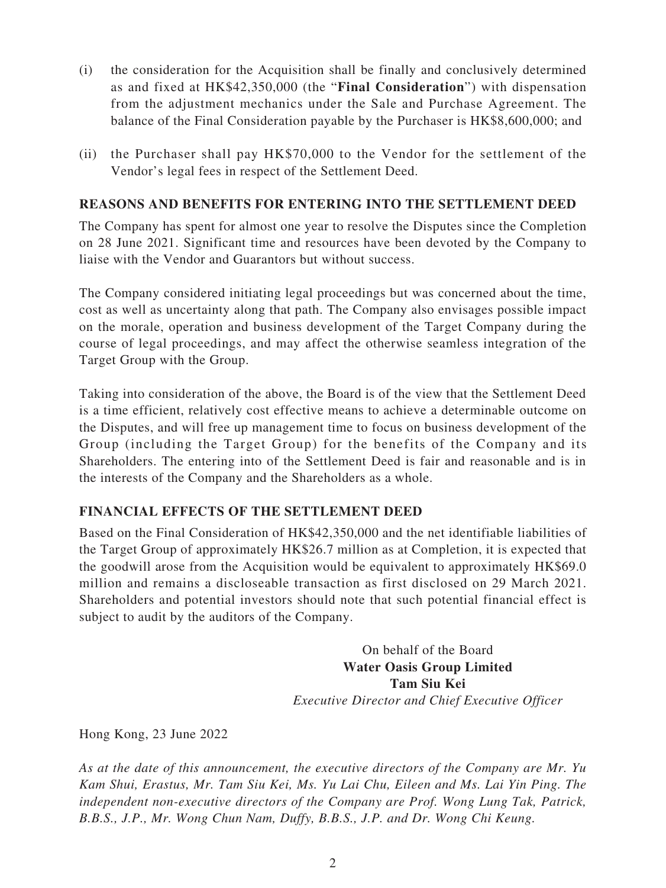(i) the consideration for the Acquisition shall be finally and conclusively determined as and fixed at HK$42,350,000 (the "**Final Consideration**") with dispensation from the adjustment mechanics under the Sale and Purchase Agreement. The balance of the Final Consideration payable by the Purchaser is HK$8,600,000; and

(ii) the Purchaser shall pay HK$70,000 to the Vendor for the settlement of the Vendor's legal fees in respect of the Settlement Deed.

## REASONS AND BENEFITS FOR ENTERING INTO THE SETTLEMENT DEED

The Company has spent for almost one year to resolve the Disputes since the Completion on 28 June 2021. Significant time and resources have been devoted by the Company to liaise with the Vendor and Guarantors but without success.

The Company considered initiating legal proceedings but was concerned about the time, cost as well as uncertainty along that path. The Company also envisages possible impact on the morale, operation and business development of the Target Company during the course of legal proceedings, and may affect the otherwise seamless integration of the Target Group with the Group.

Taking into consideration of the above, the Board is of the view that the Settlement Deed is a time efficient, relatively cost effective means to achieve a determinable outcome on the Disputes, and will free up management time to focus on business development of the Group (including the Target Group) for the benefits of the Company and its Shareholders. The entering into of the Settlement Deed is fair and reasonable and is in the interests of the Company and the Shareholders as a whole.

## FINANCIAL EFFECTS OF THE SETTLEMENT DEED

Based on the Final Consideration of HK$42,350,000 and the net identifiable liabilities of the Target Group of approximately HK$26.7 million as at Completion, it is expected that the goodwill arose from the Acquisition would be equivalent to approximately HK$69.0 million and remains a discloseable transaction as first disclosed on 29 March 2021. Shareholders and potential investors should note that such potential financial effect is subject to audit by the auditors of the Company.

On behalf of the Board
**Water Oasis Group Limited**
**Tam Siu Kei**
*Executive Director and Chief Executive Officer*

Hong Kong, 23 June 2022

*As at the date of this announcement, the executive directors of the Company are Mr. Yu Kam Shui, Erastus, Mr. Tam Siu Kei, Ms. Yu Lai Chu, Eileen and Ms. Lai Yin Ping. The independent non-executive directors of the Company are Prof. Wong Lung Tak, Patrick, B.B.S., J.P., Mr. Wong Chun Nam, Duffy, B.B.S., J.P. and Dr. Wong Chi Keung.*